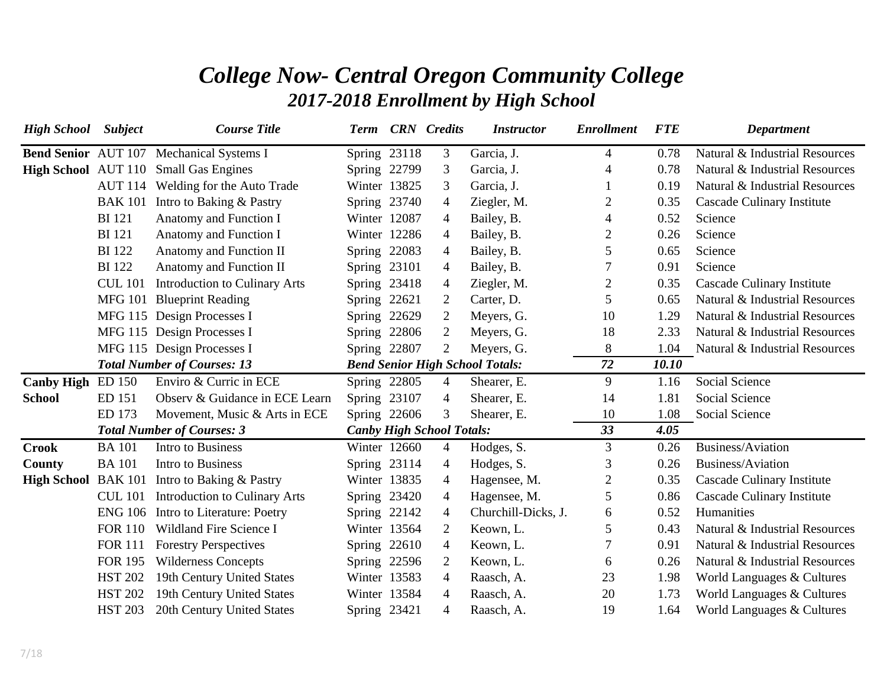# *College Now- Central Oregon Community College*
## *2017-2018 Enrollment by High School*

| *High School* | *Subject* | *Course Title* | *Term* | *CRN* | *Credits* | *Instructor* | *Enrollment* | *FTE* | *Department* |
|---|---|---|---|---|---|---|---|---|---|
| **Bend Senior High School** | AUT 107 | Mechanical Systems I | Spring | 23118 | 3 | Garcia, J. | 4 | 0.78 | Natural & Industrial Resources |
| | AUT 110 | Small Gas Engines | Spring | 22799 | 3 | Garcia, J. | 4 | 0.78 | Natural & Industrial Resources |
| | AUT 114 | Welding for the Auto Trade | Winter | 13825 | 3 | Garcia, J. | 1 | 0.19 | Natural & Industrial Resources |
| | BAK 101 | Intro to Baking & Pastry | Spring | 23740 | 4 | Ziegler, M. | 2 | 0.35 | Cascade Culinary Institute |
| | BI 121 | Anatomy and Function I | Winter | 12087 | 4 | Bailey, B. | 4 | 0.52 | Science |
| | BI 121 | Anatomy and Function I | Winter | 12286 | 4 | Bailey, B. | 2 | 0.26 | Science |
| | BI 122 | Anatomy and Function II | Spring | 22083 | 4 | Bailey, B. | 5 | 0.65 | Science |
| | BI 122 | Anatomy and Function II | Spring | 23101 | 4 | Bailey, B. | 7 | 0.91 | Science |
| | CUL 101 | Introduction to Culinary Arts | Spring | 23418 | 4 | Ziegler, M. | 2 | 0.35 | Cascade Culinary Institute |
| | MFG 101 | Blueprint Reading | Spring | 22621 | 2 | Carter, D. | 5 | 0.65 | Natural & Industrial Resources |
| | MFG 115 | Design Processes I | Spring | 22629 | 2 | Meyers, G. | 10 | 1.29 | Natural & Industrial Resources |
| | MFG 115 | Design Processes I | Spring | 22806 | 2 | Meyers, G. | 18 | 2.33 | Natural & Industrial Resources |
| | MFG 115 | Design Processes I | Spring | 22807 | 2 | Meyers, G. | 8 | 1.04 | Natural & Industrial Resources |
| | ***Total Number of Courses: 13*** | | ***Bend Senior High School Totals:*** | | | | ***72*** | ***10.10*** | |
| **Canby High School** | ED 150 | Enviro & Curric in ECE | Spring | 22805 | 4 | Shearer, E. | 9 | 1.16 | Social Science |
| | ED 151 | Observ & Guidance in ECE Learn | Spring | 23107 | 4 | Shearer, E. | 14 | 1.81 | Social Science |
| | ED 173 | Movement, Music & Arts in ECE | Spring | 22606 | 3 | Shearer, E. | 10 | 1.08 | Social Science |
| | ***Total Number of Courses: 3*** | | ***Canby High School Totals:*** | | | | ***33*** | ***4.05*** | |
| **Crook County High School** | BA 101 | Intro to Business | Winter | 12660 | 4 | Hodges, S. | 3 | 0.26 | Business/Aviation |
| | BA 101 | Intro to Business | Spring | 23114 | 4 | Hodges, S. | 3 | 0.26 | Business/Aviation |
| | BAK 101 | Intro to Baking & Pastry | Winter | 13835 | 4 | Hagensee, M. | 2 | 0.35 | Cascade Culinary Institute |
| | CUL 101 | Introduction to Culinary Arts | Spring | 23420 | 4 | Hagensee, M. | 5 | 0.86 | Cascade Culinary Institute |
| | ENG 106 | Intro to Literature: Poetry | Spring | 22142 | 4 | Churchill-Dicks, J. | 6 | 0.52 | Humanities |
| | FOR 110 | Wildland Fire Science I | Winter | 13564 | 2 | Keown, L. | 5 | 0.43 | Natural & Industrial Resources |
| | FOR 111 | Forestry Perspectives | Spring | 22610 | 4 | Keown, L. | 7 | 0.91 | Natural & Industrial Resources |
| | FOR 195 | Wilderness Concepts | Spring | 22596 | 2 | Keown, L. | 6 | 0.26 | Natural & Industrial Resources |
| | HST 202 | 19th Century United States | Winter | 13583 | 4 | Raasch, A. | 23 | 1.98 | World Languages & Cultures |
| | HST 202 | 19th Century United States | Winter | 13584 | 4 | Raasch, A. | 20 | 1.73 | World Languages & Cultures |
| | HST 203 | 20th Century United States | Spring | 23421 | 4 | Raasch, A. | 19 | 1.64 | World Languages & Cultures |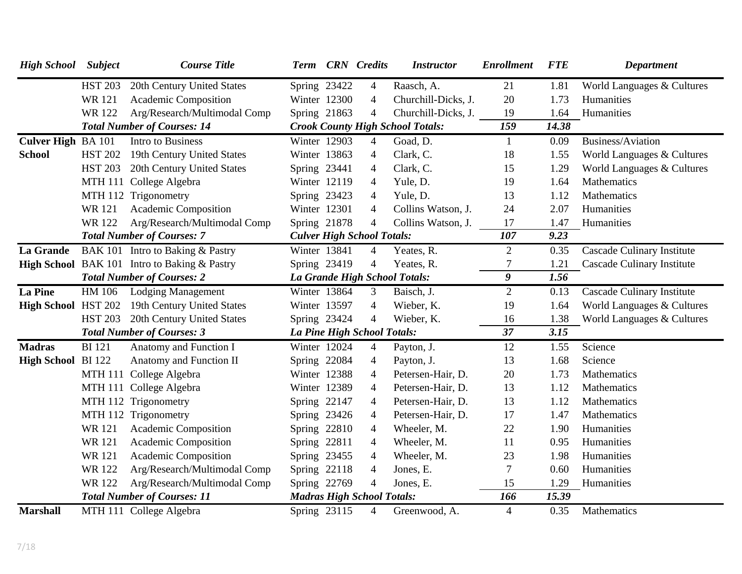| High School | Subject | Course Title | Term | CRN | Credits | Instructor | Enrollment | FTE | Department |
|---|---|---|---|---|---|---|---|---|---|
| | HST 203 | 20th Century United States | Spring | 23422 | 4 | Raasch, A. | 21 | 1.81 | World Languages & Cultures |
| | WR 121 | Academic Composition | Winter | 12300 | 4 | Churchill-Dicks, J. | 20 | 1.73 | Humanities |
| | WR 122 | Arg/Research/Multimodal Comp | Spring | 21863 | 4 | Churchill-Dicks, J. | 19 | 1.64 | Humanities |
| | ***Total Number of Courses: 14*** | | ***Crook County High School Totals:*** | | | | ***159*** | ***14.38*** | |
| **Culver High School** | BA 101 | Intro to Business | Winter | 12903 | 4 | Goad, D. | 1 | 0.09 | Business/Aviation |
| | HST 202 | 19th Century United States | Winter | 13863 | 4 | Clark, C. | 18 | 1.55 | World Languages & Cultures |
| | HST 203 | 20th Century United States | Spring | 23441 | 4 | Clark, C. | 15 | 1.29 | World Languages & Cultures |
| | MTH 111 | College Algebra | Winter | 12119 | 4 | Yule, D. | 19 | 1.64 | Mathematics |
| | MTH 112 | Trigonometry | Spring | 23423 | 4 | Yule, D. | 13 | 1.12 | Mathematics |
| | WR 121 | Academic Composition | Winter | 12301 | 4 | Collins Watson, J. | 24 | 2.07 | Humanities |
| | WR 122 | Arg/Research/Multimodal Comp | Spring | 21878 | 4 | Collins Watson, J. | 17 | 1.47 | Humanities |
| | ***Total Number of Courses: 7*** | | ***Culver High School Totals:*** | | | | ***107*** | ***9.23*** | |
| **La Grande High School** | BAK 101 | Intro to Baking & Pastry | Winter | 13841 | 4 | Yeates, R. | 2 | 0.35 | Cascade Culinary Institute |
| | BAK 101 | Intro to Baking & Pastry | Spring | 23419 | 4 | Yeates, R. | 7 | 1.21 | Cascade Culinary Institute |
| | ***Total Number of Courses: 2*** | | ***La Grande High School Totals:*** | | | | ***9*** | ***1.56*** | |
| **La Pine High School** | HM 106 | Lodging Management | Winter | 13864 | 3 | Baisch, J. | 2 | 0.13 | Cascade Culinary Institute |
| | HST 202 | 19th Century United States | Winter | 13597 | 4 | Wieber, K. | 19 | 1.64 | World Languages & Cultures |
| | HST 203 | 20th Century United States | Spring | 23424 | 4 | Wieber, K. | 16 | 1.38 | World Languages & Cultures |
| | ***Total Number of Courses: 3*** | | ***La Pine High School Totals:*** | | | | ***37*** | ***3.15*** | |
| **Madras High School** | BI 121 | Anatomy and Function I | Winter | 12024 | 4 | Payton, J. | 12 | 1.55 | Science |
| | BI 122 | Anatomy and Function II | Spring | 22084 | 4 | Payton, J. | 13 | 1.68 | Science |
| | MTH 111 | College Algebra | Winter | 12388 | 4 | Petersen-Hair, D. | 20 | 1.73 | Mathematics |
| | MTH 111 | College Algebra | Winter | 12389 | 4 | Petersen-Hair, D. | 13 | 1.12 | Mathematics |
| | MTH 112 | Trigonometry | Spring | 22147 | 4 | Petersen-Hair, D. | 13 | 1.12 | Mathematics |
| | MTH 112 | Trigonometry | Spring | 23426 | 4 | Petersen-Hair, D. | 17 | 1.47 | Mathematics |
| | WR 121 | Academic Composition | Spring | 22810 | 4 | Wheeler, M. | 22 | 1.90 | Humanities |
| | WR 121 | Academic Composition | Spring | 22811 | 4 | Wheeler, M. | 11 | 0.95 | Humanities |
| | WR 121 | Academic Composition | Spring | 23455 | 4 | Wheeler, M. | 23 | 1.98 | Humanities |
| | WR 122 | Arg/Research/Multimodal Comp | Spring | 22118 | 4 | Jones, E. | 7 | 0.60 | Humanities |
| | WR 122 | Arg/Research/Multimodal Comp | Spring | 22769 | 4 | Jones, E. | 15 | 1.29 | Humanities |
| | ***Total Number of Courses: 11*** | | ***Madras High School Totals:*** | | | | ***166*** | ***15.39*** | |
| **Marshall** | MTH 111 | College Algebra | Spring | 23115 | 4 | Greenwood, A. | 4 | 0.35 | Mathematics |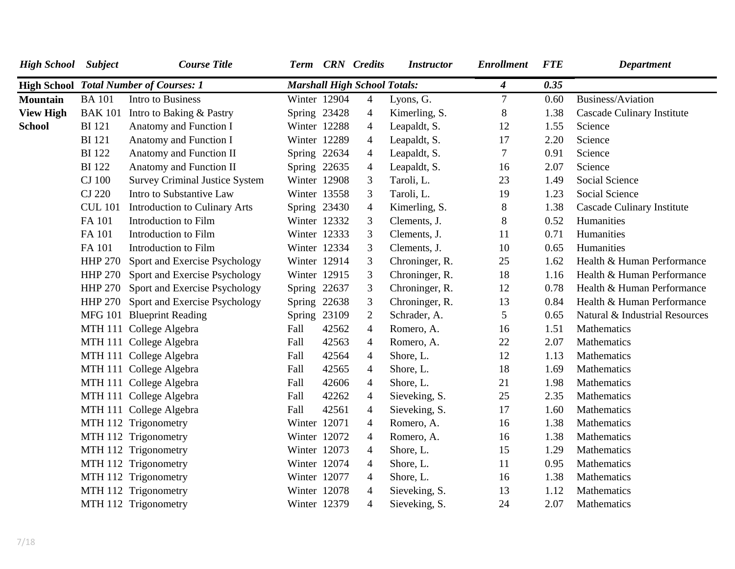| *High School* | *Subject* | *Course Title* | *Term* | *CRN* | *Credits* | *Instructor* | *Enrollment* | *FTE* | *Department* |
|---|---|---|---|---|---|---|---|---|---|
| **High School** | ***Total Number of Courses: 1*** | | ***Marshall High School Totals:*** | | | | ***4*** | ***0.35*** | |
| **Mountain View High School** | BA 101 | Intro to Business | Winter | 12904 | 4 | Lyons, G. | 7 | 0.60 | Business/Aviation |
| | BAK 101 | Intro to Baking & Pastry | Spring | 23428 | 4 | Kimerling, S. | 8 | 1.38 | Cascade Culinary Institute |
| | BI 121 | Anatomy and Function I | Winter | 12288 | 4 | Leapaldt, S. | 12 | 1.55 | Science |
| | BI 121 | Anatomy and Function I | Winter | 12289 | 4 | Leapaldt, S. | 17 | 2.20 | Science |
| | BI 122 | Anatomy and Function II | Spring | 22634 | 4 | Leapaldt, S. | 7 | 0.91 | Science |
| | BI 122 | Anatomy and Function II | Spring | 22635 | 4 | Leapaldt, S. | 16 | 2.07 | Science |
| | CJ 100 | Survey Criminal Justice System | Winter | 12908 | 3 | Taroli, L. | 23 | 1.49 | Social Science |
| | CJ 220 | Intro to Substantive Law | Winter | 13558 | 3 | Taroli, L. | 19 | 1.23 | Social Science |
| | CUL 101 | Introduction to Culinary Arts | Spring | 23430 | 4 | Kimerling, S. | 8 | 1.38 | Cascade Culinary Institute |
| | FA 101 | Introduction to Film | Winter | 12332 | 3 | Clements, J. | 8 | 0.52 | Humanities |
| | FA 101 | Introduction to Film | Winter | 12333 | 3 | Clements, J. | 11 | 0.71 | Humanities |
| | FA 101 | Introduction to Film | Winter | 12334 | 3 | Clements, J. | 10 | 0.65 | Humanities |
| | HHP 270 | Sport and Exercise Psychology | Winter | 12914 | 3 | Chroninger, R. | 25 | 1.62 | Health & Human Performance |
| | HHP 270 | Sport and Exercise Psychology | Winter | 12915 | 3 | Chroninger, R. | 18 | 1.16 | Health & Human Performance |
| | HHP 270 | Sport and Exercise Psychology | Spring | 22637 | 3 | Chroninger, R. | 12 | 0.78 | Health & Human Performance |
| | HHP 270 | Sport and Exercise Psychology | Spring | 22638 | 3 | Chroninger, R. | 13 | 0.84 | Health & Human Performance |
| | MFG 101 | Blueprint Reading | Spring | 23109 | 2 | Schrader, A. | 5 | 0.65 | Natural & Industrial Resources |
| | MTH 111 | College Algebra | Fall | 42562 | 4 | Romero, A. | 16 | 1.51 | Mathematics |
| | MTH 111 | College Algebra | Fall | 42563 | 4 | Romero, A. | 22 | 2.07 | Mathematics |
| | MTH 111 | College Algebra | Fall | 42564 | 4 | Shore, L. | 12 | 1.13 | Mathematics |
| | MTH 111 | College Algebra | Fall | 42565 | 4 | Shore, L. | 18 | 1.69 | Mathematics |
| | MTH 111 | College Algebra | Fall | 42606 | 4 | Shore, L. | 21 | 1.98 | Mathematics |
| | MTH 111 | College Algebra | Fall | 42262 | 4 | Sieveking, S. | 25 | 2.35 | Mathematics |
| | MTH 111 | College Algebra | Fall | 42561 | 4 | Sieveking, S. | 17 | 1.60 | Mathematics |
| | MTH 112 | Trigonometry | Winter | 12071 | 4 | Romero, A. | 16 | 1.38 | Mathematics |
| | MTH 112 | Trigonometry | Winter | 12072 | 4 | Romero, A. | 16 | 1.38 | Mathematics |
| | MTH 112 | Trigonometry | Winter | 12073 | 4 | Shore, L. | 15 | 1.29 | Mathematics |
| | MTH 112 | Trigonometry | Winter | 12074 | 4 | Shore, L. | 11 | 0.95 | Mathematics |
| | MTH 112 | Trigonometry | Winter | 12077 | 4 | Shore, L. | 16 | 1.38 | Mathematics |
| | MTH 112 | Trigonometry | Winter | 12078 | 4 | Sieveking, S. | 13 | 1.12 | Mathematics |
| | MTH 112 | Trigonometry | Winter | 12379 | 4 | Sieveking, S. | 24 | 2.07 | Mathematics |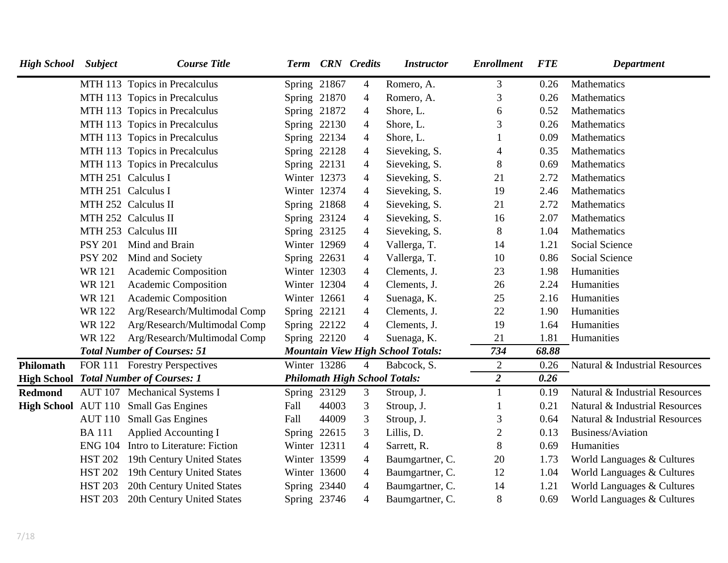| High School | Subject | Course Title | Term | CRN | Credits | Instructor | Enrollment | FTE | Department |
|---|---|---|---|---|---|---|---|---|---|
| | MTH 113 | Topics in Precalculus | Spring | 21867 | 4 | Romero, A. | 3 | 0.26 | Mathematics |
| | MTH 113 | Topics in Precalculus | Spring | 21870 | 4 | Romero, A. | 3 | 0.26 | Mathematics |
| | MTH 113 | Topics in Precalculus | Spring | 21872 | 4 | Shore, L. | 6 | 0.52 | Mathematics |
| | MTH 113 | Topics in Precalculus | Spring | 22130 | 4 | Shore, L. | 3 | 0.26 | Mathematics |
| | MTH 113 | Topics in Precalculus | Spring | 22134 | 4 | Shore, L. | 1 | 0.09 | Mathematics |
| | MTH 113 | Topics in Precalculus | Spring | 22128 | 4 | Sieveking, S. | 4 | 0.35 | Mathematics |
| | MTH 113 | Topics in Precalculus | Spring | 22131 | 4 | Sieveking, S. | 8 | 0.69 | Mathematics |
| | MTH 251 | Calculus I | Winter | 12373 | 4 | Sieveking, S. | 21 | 2.72 | Mathematics |
| | MTH 251 | Calculus I | Winter | 12374 | 4 | Sieveking, S. | 19 | 2.46 | Mathematics |
| | MTH 252 | Calculus II | Spring | 21868 | 4 | Sieveking, S. | 21 | 2.72 | Mathematics |
| | MTH 252 | Calculus II | Spring | 23124 | 4 | Sieveking, S. | 16 | 2.07 | Mathematics |
| | MTH 253 | Calculus III | Spring | 23125 | 4 | Sieveking, S. | 8 | 1.04 | Mathematics |
| | PSY 201 | Mind and Brain | Winter | 12969 | 4 | Vallerga, T. | 14 | 1.21 | Social Science |
| | PSY 202 | Mind and Society | Spring | 22631 | 4 | Vallerga, T. | 10 | 0.86 | Social Science |
| | WR 121 | Academic Composition | Winter | 12303 | 4 | Clements, J. | 23 | 1.98 | Humanities |
| | WR 121 | Academic Composition | Winter | 12304 | 4 | Clements, J. | 26 | 2.24 | Humanities |
| | WR 121 | Academic Composition | Winter | 12661 | 4 | Suenaga, K. | 25 | 2.16 | Humanities |
| | WR 122 | Arg/Research/Multimodal Comp | Spring | 22121 | 4 | Clements, J. | 22 | 1.90 | Humanities |
| | WR 122 | Arg/Research/Multimodal Comp | Spring | 22122 | 4 | Clements, J. | 19 | 1.64 | Humanities |
| | WR 122 | Arg/Research/Multimodal Comp | Spring | 22120 | 4 | Suenaga, K. | 21 | 1.81 | Humanities |
| | ***Total Number of Courses: 51*** | | ***Mountain View High School Totals:*** | | | | ***734*** | ***68.88*** | |
| **Philomath** | FOR 111 | Forestry Perspectives | Winter | 13286 | 4 | Babcock, S. | 2 | 0.26 | Natural & Industrial Resources |
| **High School** | ***Total Number of Courses: 1*** | | ***Philomath High School Totals:*** | | | | ***2*** | ***0.26*** | |
| **Redmond** | AUT 107 | Mechanical Systems I | Spring | 23129 | 3 | Stroup, J. | 1 | 0.19 | Natural & Industrial Resources |
| **High School** | AUT 110 | Small Gas Engines | Fall | 44003 | 3 | Stroup, J. | 1 | 0.21 | Natural & Industrial Resources |
| | AUT 110 | Small Gas Engines | Fall | 44009 | 3 | Stroup, J. | 3 | 0.64 | Natural & Industrial Resources |
| | BA 111 | Applied Accounting I | Spring | 22615 | 3 | Lillis, D. | 2 | 0.13 | Business/Aviation |
| | ENG 104 | Intro to Literature: Fiction | Winter | 12311 | 4 | Sarrett, R. | 8 | 0.69 | Humanities |
| | HST 202 | 19th Century United States | Winter | 13599 | 4 | Baumgartner, C. | 20 | 1.73 | World Languages & Cultures |
| | HST 202 | 19th Century United States | Winter | 13600 | 4 | Baumgartner, C. | 12 | 1.04 | World Languages & Cultures |
| | HST 203 | 20th Century United States | Spring | 23440 | 4 | Baumgartner, C. | 14 | 1.21 | World Languages & Cultures |
| | HST 203 | 20th Century United States | Spring | 23746 | 4 | Baumgartner, C. | 8 | 0.69 | World Languages & Cultures |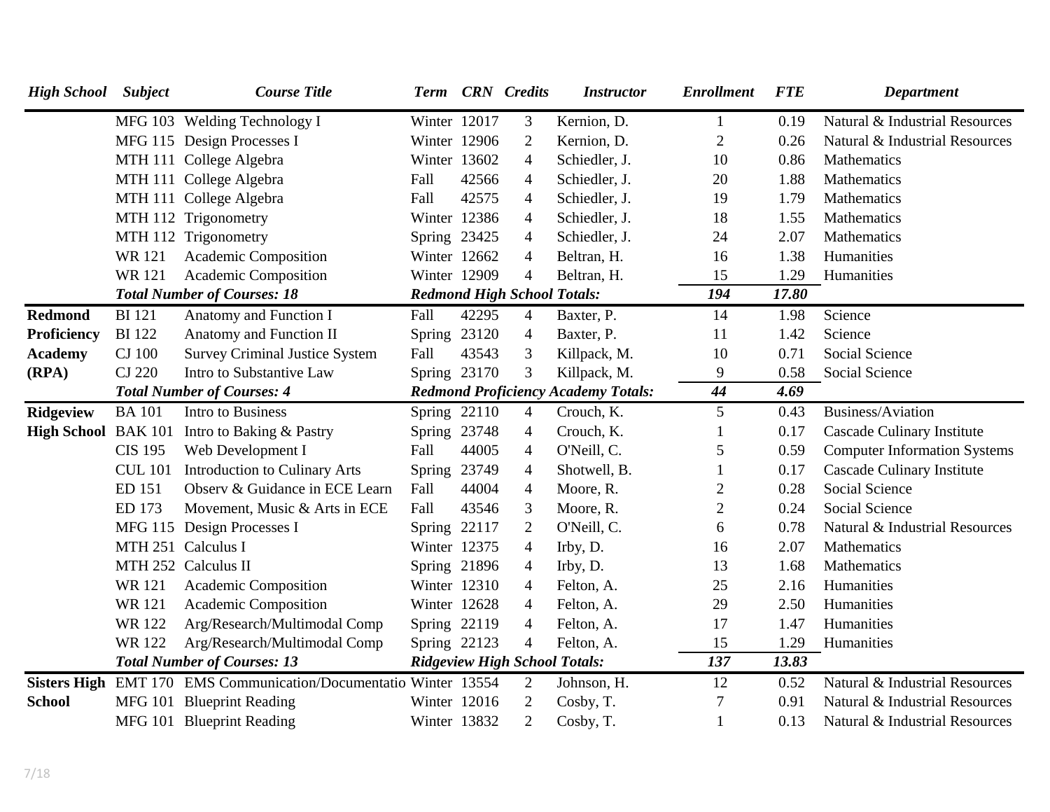| High School | Subject | Course Title | Term | CRN | Credits | Instructor | Enrollment | FTE | Department |
|---|---|---|---|---|---|---|---|---|---|
| | MFG 103 | Welding Technology I | Winter | 12017 | 3 | Kernion, D. | 1 | 0.19 | Natural & Industrial Resources |
| | MFG 115 | Design Processes I | Winter | 12906 | 2 | Kernion, D. | 2 | 0.26 | Natural & Industrial Resources |
| | MTH 111 | College Algebra | Winter | 13602 | 4 | Schiedler, J. | 10 | 0.86 | Mathematics |
| | MTH 111 | College Algebra | Fall | 42566 | 4 | Schiedler, J. | 20 | 1.88 | Mathematics |
| | MTH 111 | College Algebra | Fall | 42575 | 4 | Schiedler, J. | 19 | 1.79 | Mathematics |
| | MTH 112 | Trigonometry | Winter | 12386 | 4 | Schiedler, J. | 18 | 1.55 | Mathematics |
| | MTH 112 | Trigonometry | Spring | 23425 | 4 | Schiedler, J. | 24 | 2.07 | Mathematics |
| | WR 121 | Academic Composition | Winter | 12662 | 4 | Beltran, H. | 16 | 1.38 | Humanities |
| | WR 121 | Academic Composition | Winter | 12909 | 4 | Beltran, H. | 15 | 1.29 | Humanities |
| | ***Total Number of Courses: 18*** | | ***Redmond High School Totals:*** | | | | ***194*** | ***17.80*** | |
| **Redmond Proficiency Academy (RPA)** | BI 121 | Anatomy and Function I | Fall | 42295 | 4 | Baxter, P. | 14 | 1.98 | Science |
| | BI 122 | Anatomy and Function II | Spring | 23120 | 4 | Baxter, P. | 11 | 1.42 | Science |
| | CJ 100 | Survey Criminal Justice System | Fall | 43543 | 3 | Killpack, M. | 10 | 0.71 | Social Science |
| | CJ 220 | Intro to Substantive Law | Spring | 23170 | 3 | Killpack, M. | 9 | 0.58 | Social Science |
| | ***Total Number of Courses: 4*** | | ***Redmond Proficiency Academy Totals:*** | | | | ***44*** | ***4.69*** | |
| **Ridgeview High School** | BA 101 | Intro to Business | Spring | 22110 | 4 | Crouch, K. | 5 | 0.43 | Business/Aviation |
| | BAK 101 | Intro to Baking & Pastry | Spring | 23748 | 4 | Crouch, K. | 1 | 0.17 | Cascade Culinary Institute |
| | CIS 195 | Web Development I | Fall | 44005 | 4 | O'Neill, C. | 5 | 0.59 | Computer Information Systems |
| | CUL 101 | Introduction to Culinary Arts | Spring | 23749 | 4 | Shotwell, B. | 1 | 0.17 | Cascade Culinary Institute |
| | ED 151 | Observ & Guidance in ECE Learn | Fall | 44004 | 4 | Moore, R. | 2 | 0.28 | Social Science |
| | ED 173 | Movement, Music & Arts in ECE | Fall | 43546 | 3 | Moore, R. | 2 | 0.24 | Social Science |
| | MFG 115 | Design Processes I | Spring | 22117 | 2 | O'Neill, C. | 6 | 0.78 | Natural & Industrial Resources |
| | MTH 251 | Calculus I | Winter | 12375 | 4 | Irby, D. | 16 | 2.07 | Mathematics |
| | MTH 252 | Calculus II | Spring | 21896 | 4 | Irby, D. | 13 | 1.68 | Mathematics |
| | WR 121 | Academic Composition | Winter | 12310 | 4 | Felton, A. | 25 | 2.16 | Humanities |
| | WR 121 | Academic Composition | Winter | 12628 | 4 | Felton, A. | 29 | 2.50 | Humanities |
| | WR 122 | Arg/Research/Multimodal Comp | Spring | 22119 | 4 | Felton, A. | 17 | 1.47 | Humanities |
| | WR 122 | Arg/Research/Multimodal Comp | Spring | 22123 | 4 | Felton, A. | 15 | 1.29 | Humanities |
| | ***Total Number of Courses: 13*** | | ***Ridgeview High School Totals:*** | | | | ***137*** | ***13.83*** | |
| **Sisters High School** | EMT 170 | EMS Communication/Documentatio | Winter | 13554 | 2 | Johnson, H. | 12 | 0.52 | Natural & Industrial Resources |
| | MFG 101 | Blueprint Reading | Winter | 12016 | 2 | Cosby, T. | 7 | 0.91 | Natural & Industrial Resources |
| | MFG 101 | Blueprint Reading | Winter | 13832 | 2 | Cosby, T. | 1 | 0.13 | Natural & Industrial Resources |

7/18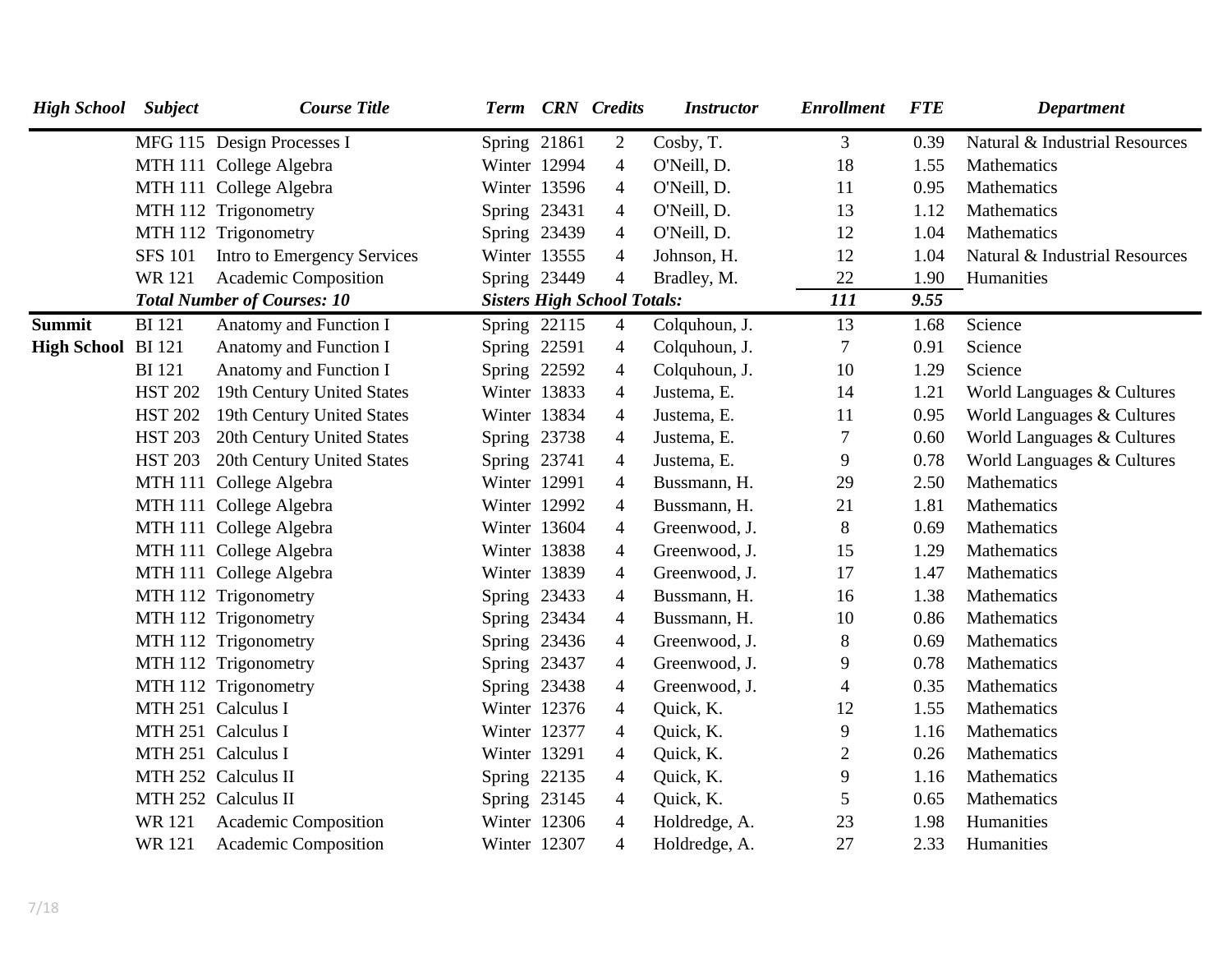| High School | Subject | Course Title | Term | CRN | Credits | Instructor | Enrollment | FTE | Department |
|---|---|---|---|---|---|---|---|---|---|
| | MFG 115 | Design Processes I | Spring | 21861 | 2 | Cosby, T. | 3 | 0.39 | Natural & Industrial Resources |
| | MTH 111 | College Algebra | Winter | 12994 | 4 | O'Neill, D. | 18 | 1.55 | Mathematics |
| | MTH 111 | College Algebra | Winter | 13596 | 4 | O'Neill, D. | 11 | 0.95 | Mathematics |
| | MTH 112 | Trigonometry | Spring | 23431 | 4 | O'Neill, D. | 13 | 1.12 | Mathematics |
| | MTH 112 | Trigonometry | Spring | 23439 | 4 | O'Neill, D. | 12 | 1.04 | Mathematics |
| | SFS 101 | Intro to Emergency Services | Winter | 13555 | 4 | Johnson, H. | 12 | 1.04 | Natural & Industrial Resources |
| | WR 121 | Academic Composition | Spring | 23449 | 4 | Bradley, M. | 22 | 1.90 | Humanities |
| | ***Total Number of Courses: 10*** | | ***Sisters High School Totals:*** | | | | ***111*** | ***9.55*** | |
| **Summit High School** | BI 121 | Anatomy and Function I | Spring | 22115 | 4 | Colquhoun, J. | 13 | 1.68 | Science |
| | BI 121 | Anatomy and Function I | Spring | 22591 | 4 | Colquhoun, J. | 7 | 0.91 | Science |
| | BI 121 | Anatomy and Function I | Spring | 22592 | 4 | Colquhoun, J. | 10 | 1.29 | Science |
| | HST 202 | 19th Century United States | Winter | 13833 | 4 | Justema, E. | 14 | 1.21 | World Languages & Cultures |
| | HST 202 | 19th Century United States | Winter | 13834 | 4 | Justema, E. | 11 | 0.95 | World Languages & Cultures |
| | HST 203 | 20th Century United States | Spring | 23738 | 4 | Justema, E. | 7 | 0.60 | World Languages & Cultures |
| | HST 203 | 20th Century United States | Spring | 23741 | 4 | Justema, E. | 9 | 0.78 | World Languages & Cultures |
| | MTH 111 | College Algebra | Winter | 12991 | 4 | Bussmann, H. | 29 | 2.50 | Mathematics |
| | MTH 111 | College Algebra | Winter | 12992 | 4 | Bussmann, H. | 21 | 1.81 | Mathematics |
| | MTH 111 | College Algebra | Winter | 13604 | 4 | Greenwood, J. | 8 | 0.69 | Mathematics |
| | MTH 111 | College Algebra | Winter | 13838 | 4 | Greenwood, J. | 15 | 1.29 | Mathematics |
| | MTH 111 | College Algebra | Winter | 13839 | 4 | Greenwood, J. | 17 | 1.47 | Mathematics |
| | MTH 112 | Trigonometry | Spring | 23433 | 4 | Bussmann, H. | 16 | 1.38 | Mathematics |
| | MTH 112 | Trigonometry | Spring | 23434 | 4 | Bussmann, H. | 10 | 0.86 | Mathematics |
| | MTH 112 | Trigonometry | Spring | 23436 | 4 | Greenwood, J. | 8 | 0.69 | Mathematics |
| | MTH 112 | Trigonometry | Spring | 23437 | 4 | Greenwood, J. | 9 | 0.78 | Mathematics |
| | MTH 112 | Trigonometry | Spring | 23438 | 4 | Greenwood, J. | 4 | 0.35 | Mathematics |
| | MTH 251 | Calculus I | Winter | 12376 | 4 | Quick, K. | 12 | 1.55 | Mathematics |
| | MTH 251 | Calculus I | Winter | 12377 | 4 | Quick, K. | 9 | 1.16 | Mathematics |
| | MTH 251 | Calculus I | Winter | 13291 | 4 | Quick, K. | 2 | 0.26 | Mathematics |
| | MTH 252 | Calculus II | Spring | 22135 | 4 | Quick, K. | 9 | 1.16 | Mathematics |
| | MTH 252 | Calculus II | Spring | 23145 | 4 | Quick, K. | 5 | 0.65 | Mathematics |
| | WR 121 | Academic Composition | Winter | 12306 | 4 | Holdredge, A. | 23 | 1.98 | Humanities |
| | WR 121 | Academic Composition | Winter | 12307 | 4 | Holdredge, A. | 27 | 2.33 | Humanities |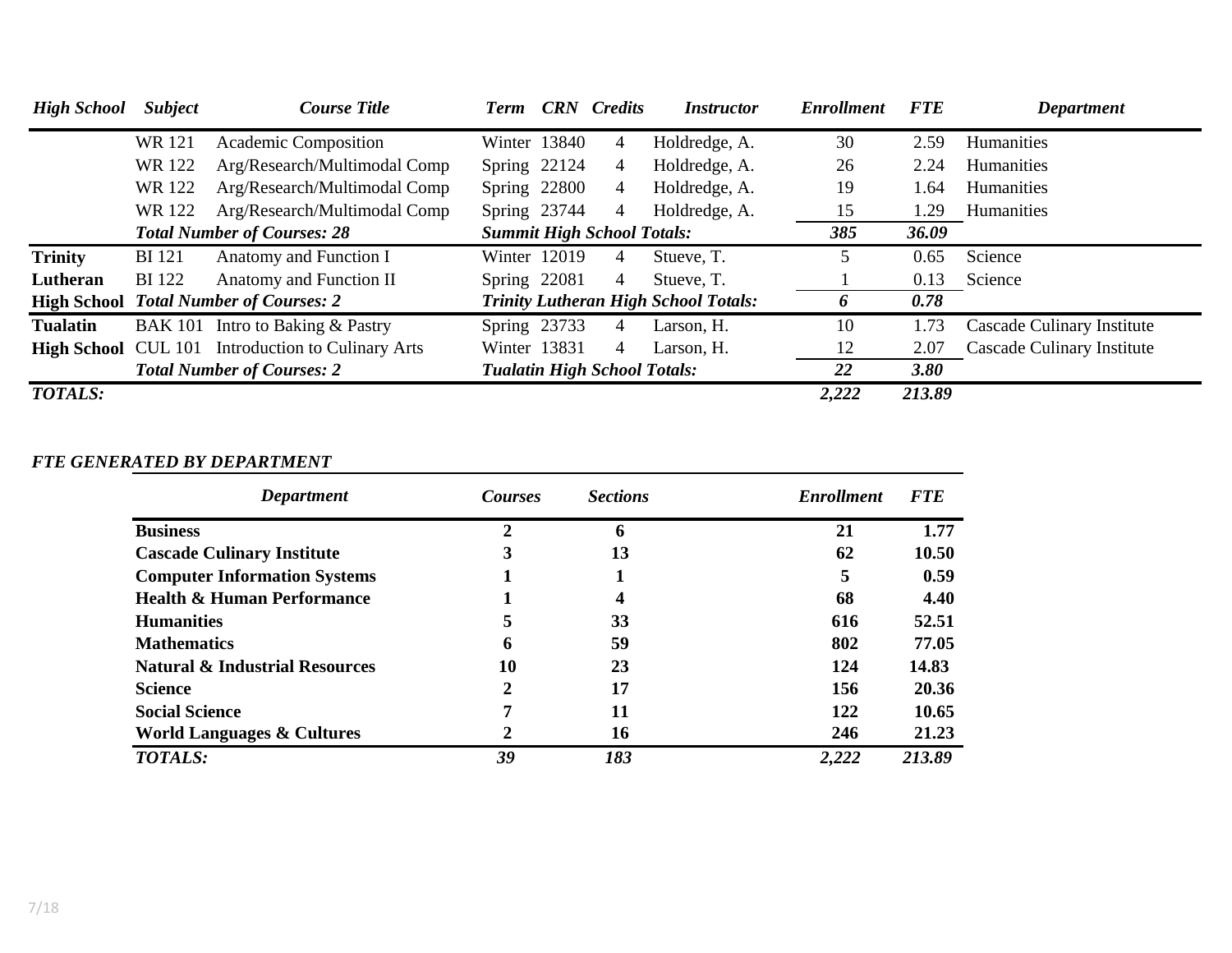| High School | Subject | Course Title | Term | CRN | Credits | Instructor | Enrollment | FTE | Department |
|---|---|---|---|---|---|---|---|---|---|
| | WR 121 | Academic Composition | Winter | 13840 | 4 | Holdredge, A. | 30 | 2.59 | Humanities |
| | WR 122 | Arg/Research/Multimodal Comp | Spring | 22124 | 4 | Holdredge, A. | 26 | 2.24 | Humanities |
| | WR 122 | Arg/Research/Multimodal Comp | Spring | 22800 | 4 | Holdredge, A. | 19 | 1.64 | Humanities |
| | WR 122 | Arg/Research/Multimodal Comp | Spring | 23744 | 4 | Holdredge, A. | 15 | 1.29 | Humanities |
| | ***Total Number of Courses: 28*** | | ***Summit High School Totals:*** | | | | ***385*** | ***36.09*** | |
| **Trinity Lutheran High School** | BI 121 | Anatomy and Function I | Winter | 12019 | 4 | Stueve, T. | 5 | 0.65 | Science |
| | BI 122 | Anatomy and Function II | Spring | 22081 | 4 | Stueve, T. | 1 | 0.13 | Science |
| | ***Total Number of Courses: 2*** | | ***Trinity Lutheran High School Totals:*** | | | | ***6*** | ***0.78*** | |
| **Tualatin High School** | BAK 101 | Intro to Baking & Pastry | Spring | 23733 | 4 | Larson, H. | 10 | 1.73 | Cascade Culinary Institute |
| | CUL 101 | Introduction to Culinary Arts | Winter | 13831 | 4 | Larson, H. | 12 | 2.07 | Cascade Culinary Institute |
| | ***Total Number of Courses: 2*** | | ***Tualatin High School Totals:*** | | | | ***22*** | ***3.80*** | |
| ***TOTALS:*** | | | | | | | ***2,222*** | ***213.89*** | |

***FTE GENERATED BY DEPARTMENT***

| *Department* | *Courses* | *Sections* | *Enrollment* | *FTE* |
|---|---|---|---|---|
| **Business** | **2** | **6** | **21** | **1.77** |
| **Cascade Culinary Institute** | **3** | **13** | **62** | **10.50** |
| **Computer Information Systems** | **1** | **1** | **5** | **0.59** |
| **Health & Human Performance** | **1** | **4** | **68** | **4.40** |
| **Humanities** | **5** | **33** | **616** | **52.51** |
| **Mathematics** | **6** | **59** | **802** | **77.05** |
| **Natural & Industrial Resources** | **10** | **23** | **124** | **14.83** |
| **Science** | **2** | **17** | **156** | **20.36** |
| **Social Science** | **7** | **11** | **122** | **10.65** |
| **World Languages & Cultures** | **2** | **16** | **246** | **21.23** |
| ***TOTALS:*** | ***39*** | ***183*** | ***2,222*** | ***213.89*** |